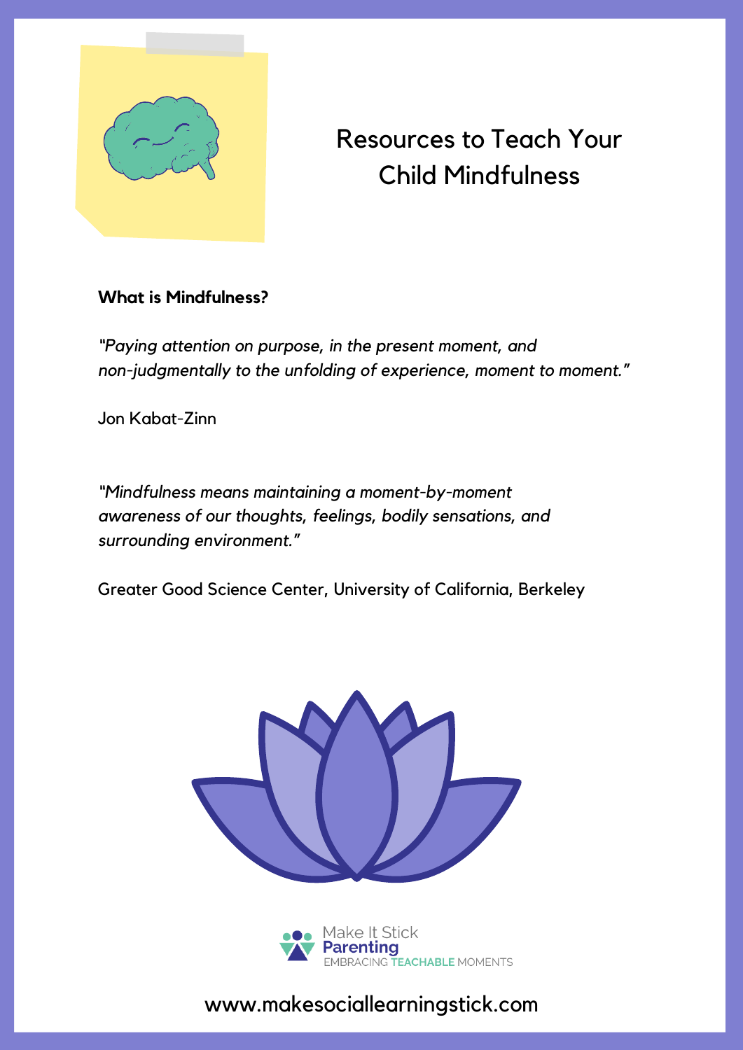# Resources to Teach Your Child Mindfulness

**What is Mindfulness?**

*"Paying attention on purpose, in the present moment, and non-judgmentally to the unfolding of experience, moment to moment."*

Jon Kabat-Zinn

*"Mindfulness means maintaining a moment-by-moment awareness of our thoughts, feelings, bodily sensations, and surrounding environment."*

Greater Good Science Center, University of California, Berkeley

Make It Stick Parenting
EMBRACING TEACHABLE MOMENTS

www.makesociallearningstick.com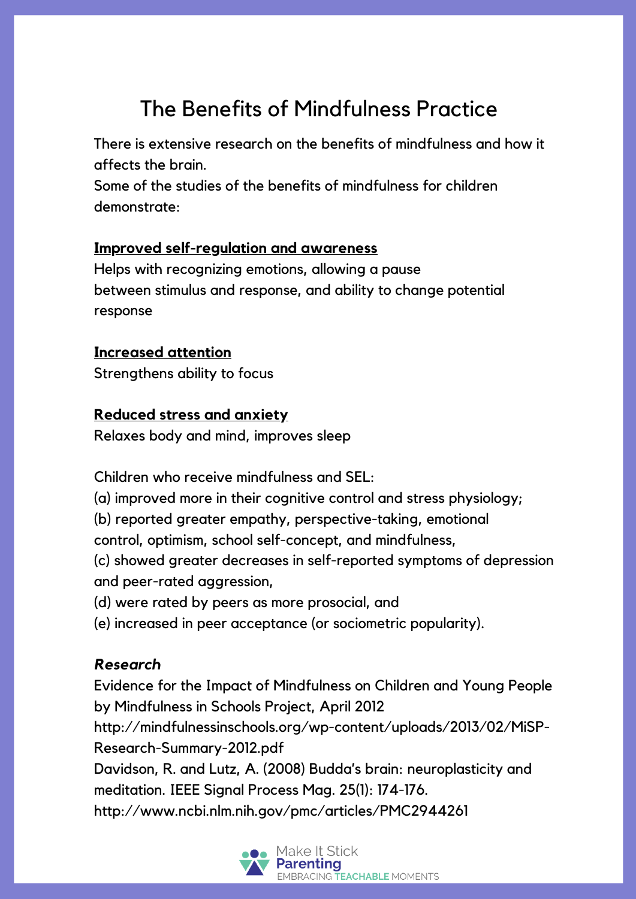# The Benefits of Mindfulness Practice

There is extensive research on the benefits of mindfulness and how it affects the brain.
Some of the studies of the benefits of mindfulness for children demonstrate:

**Improved self-regulation and awareness**
Helps with recognizing emotions, allowing a pause between stimulus and response, and ability to change potential response

**Increased attention**
Strengthens ability to focus

**Reduced stress and anxiety**
Relaxes body and mind, improves sleep

Children who receive mindfulness and SEL:
(a) improved more in their cognitive control and stress physiology;
(b) reported greater empathy, perspective-taking, emotional control, optimism, school self-concept, and mindfulness,
(c) showed greater decreases in self-reported symptoms of depression and peer-rated aggression,
(d) were rated by peers as more prosocial, and
(e) increased in peer acceptance (or sociometric popularity).

***Research***
Evidence for the Impact of Mindfulness on Children and Young People by Mindfulness in Schools Project, April 2012
http://mindfulnessinschools.org/wp-content/uploads/2013/02/MiSP-Research-Summary-2012.pdf
Davidson, R. and Lutz, A. (2008) Budda's brain: neuroplasticity and meditation. IEEE Signal Process Mag. 25(1): 174-176.
http://www.ncbi.nlm.nih.gov/pmc/articles/PMC2944261

Make It Stick Parenting
EMBRACING TEACHABLE MOMENTS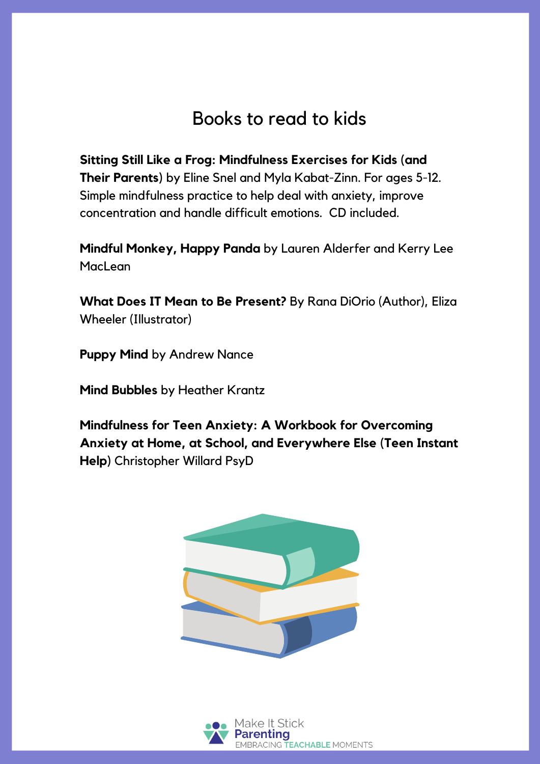# Books to read to kids

**Sitting Still Like a Frog: Mindfulness Exercises for Kids (and Their Parents)** by Eline Snel and Myla Kabat-Zinn. For ages 5-12. Simple mindfulness practice to help deal with anxiety, improve concentration and handle difficult emotions. CD included.

**Mindful Monkey, Happy Panda** by Lauren Alderfer and Kerry Lee MacLean

**What Does IT Mean to Be Present?** By Rana DiOrio (Author), Eliza Wheeler (Illustrator)

**Puppy Mind** by Andrew Nance

**Mind Bubbles** by Heather Krantz

**Mindfulness for Teen Anxiety: A Workbook for Overcoming Anxiety at Home, at School, and Everywhere Else (Teen Instant Help)** Christopher Willard PsyD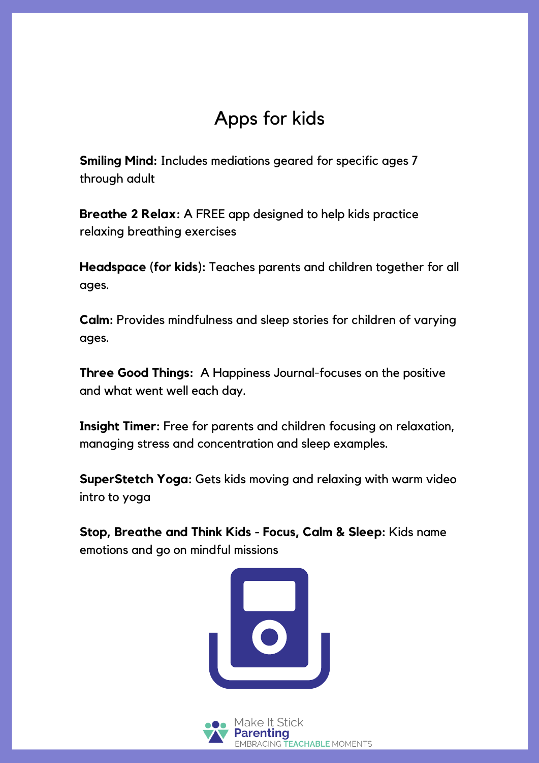# Apps for kids

**Smiling Mind:** Includes mediations geared for specific ages 7 through adult

**Breathe 2 Relax:** A FREE app designed to help kids practice relaxing breathing exercises

**Headspace (for kids):** Teaches parents and children together for all ages.

**Calm:** Provides mindfulness and sleep stories for children of varying ages.

**Three Good Things:** A Happiness Journal-focuses on the positive and what went well each day.

**Insight Timer:** Free for parents and children focusing on relaxation, managing stress and concentration and sleep examples.

**SuperStetch Yoga:** Gets kids moving and relaxing with warm video intro to yoga

**Stop, Breathe and Think Kids - Focus, Calm & Sleep:** Kids name emotions and go on mindful missions

Make It Stick Parenting
EMBRACING TEACHABLE MOMENTS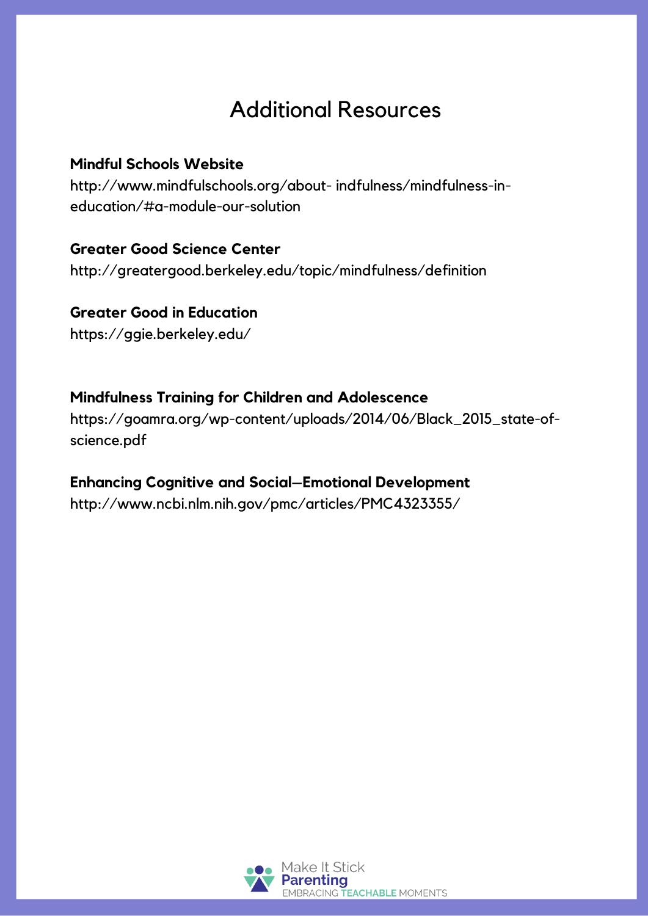# Additional Resources

**Mindful Schools Website**
http://www.mindfulschools.org/about- indfulness/mindfulness-in-education/#a-module-our-solution

**Greater Good Science Center**
http://greatergood.berkeley.edu/topic/mindfulness/definition

**Greater Good in Education**
https://ggie.berkeley.edu/

**Mindfulness Training for Children and Adolescence**
https://goamra.org/wp-content/uploads/2014/06/Black_2015_state-of-science.pdf

**Enhancing Cognitive and Social–Emotional Development**
http://www.ncbi.nlm.nih.gov/pmc/articles/PMC4323355/

Make It Stick Parenting
EMBRACING TEACHABLE MOMENTS